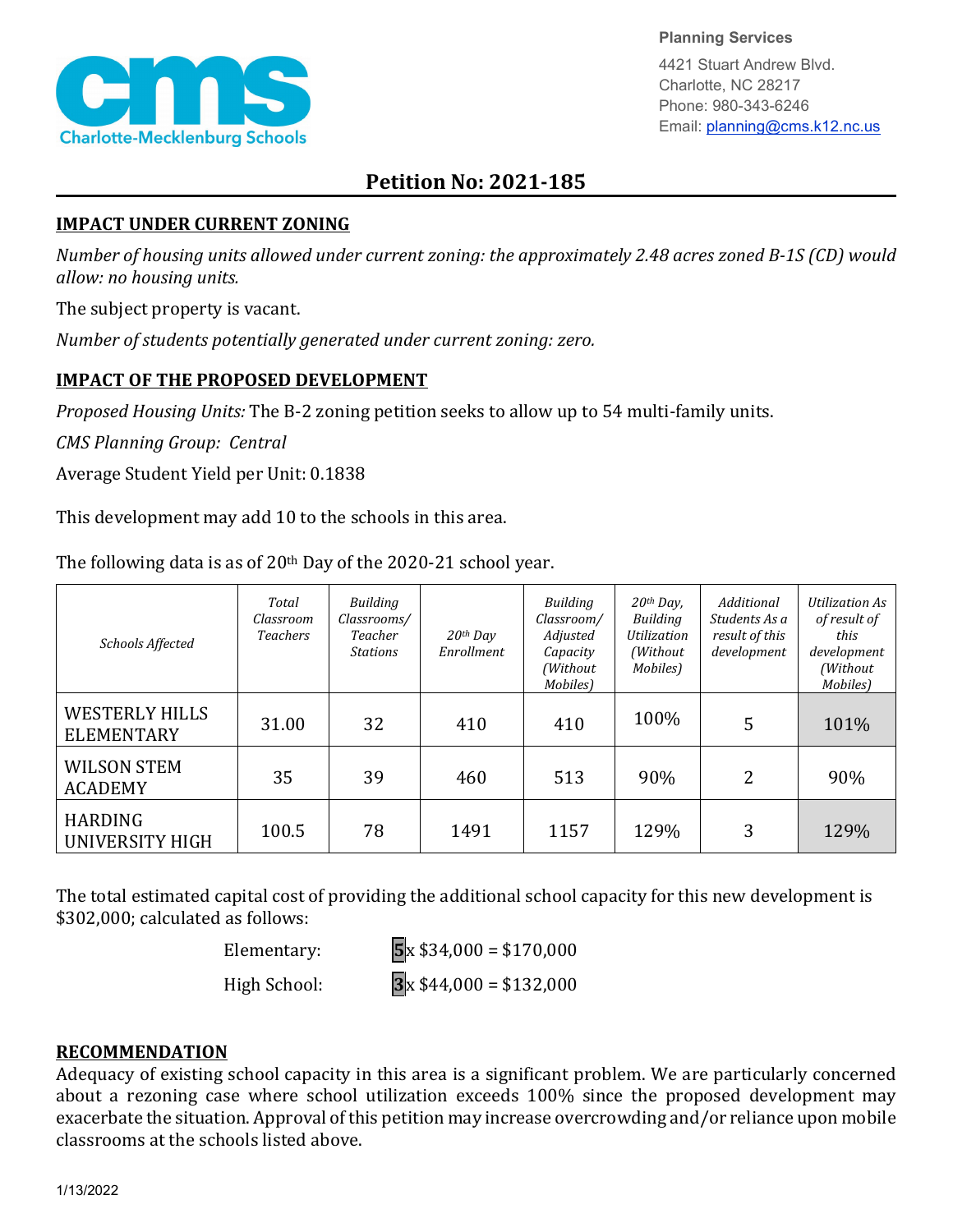Charlotte-Mecklenburg Schools

**Planning Services**
4421 Stuart Andrew Blvd.
Charlotte, NC 28217
Phone: 980-343-6246
Email: planning@cms.k12.nc.us

# Petition No: 2021-185

## IMPACT UNDER CURRENT ZONING

*Number of housing units allowed under current zoning: the approximately 2.48 acres zoned B-1S (CD) would allow: no housing units.*

The subject property is vacant.

*Number of students potentially generated under current zoning: zero.*

## IMPACT OF THE PROPOSED DEVELOPMENT

*Proposed Housing Units:* The B-2 zoning petition seeks to allow up to 54 multi-family units.

*CMS Planning Group:* *Central*

Average Student Yield per Unit: 0.1838

This development may add 10 to the schools in this area.

The following data is as of 20th Day of the 2020-21 school year.

| *Schools Affected* | *Total Classroom Teachers* | *Building Classrooms/ Teacher Stations* | *20th Day Enrollment* | *Building Classroom/ Adjusted Capacity (Without Mobiles)* | *20th Day, Building Utilization (Without Mobiles)* | *Additional Students As a result of this development* | *Utilization As of result of this development (Without Mobiles)* |
|---|---|---|---|---|---|---|---|
| WESTERLY HILLS ELEMENTARY | 31.00 | 32 | 410 | 410 | 100% | 5 | 101% |
| WILSON STEM ACADEMY | 35 | 39 | 460 | 513 | 90% | 2 | 90% |
| HARDING UNIVERSITY HIGH | 100.5 | 78 | 1491 | 1157 | 129% | 3 | 129% |

The total estimated capital cost of providing the additional school capacity for this new development is $302,000; calculated as follows:

Elementary: **5** x $34,000 = $170,000

High School: **3** x $44,000 = $132,000

## RECOMMENDATION

Adequacy of existing school capacity in this area is a significant problem. We are particularly concerned about a rezoning case where school utilization exceeds 100% since the proposed development may exacerbate the situation. Approval of this petition may increase overcrowding and/or reliance upon mobile classrooms at the schools listed above.

1/13/2022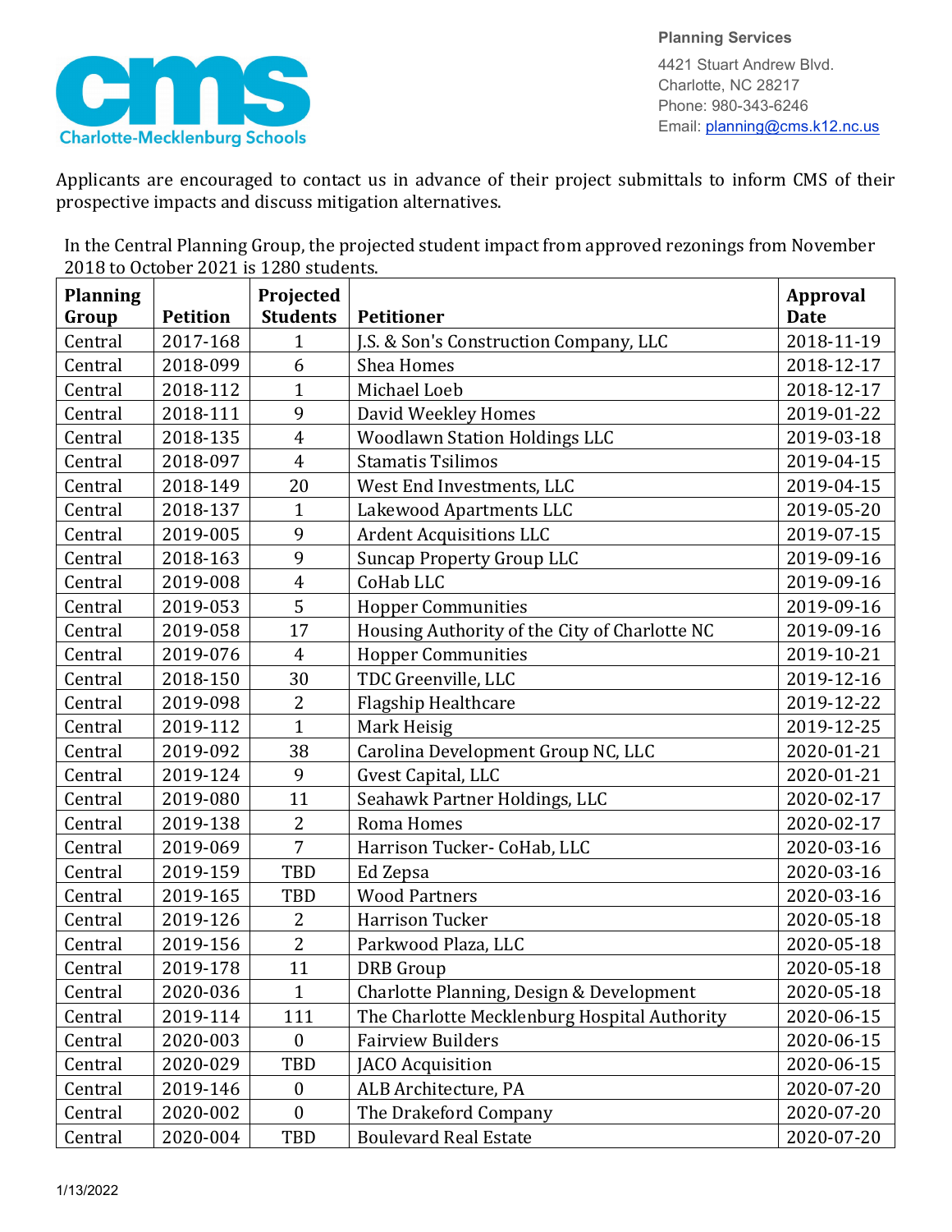Planning Services

4421 Stuart Andrew Blvd.
Charlotte, NC 28217
Phone: 980-343-6246
Email: planning@cms.k12.nc.us

Applicants are encouraged to contact us in advance of their project submittals to inform CMS of their prospective impacts and discuss mitigation alternatives.

In the Central Planning Group, the projected student impact from approved rezonings from November 2018 to October 2021 is 1280 students.

| Planning Group | Petition | Projected Students | Petitioner | Approval Date |
|---|---|---|---|---|
| Central | 2017-168 | 1 | J.S. & Son's Construction Company, LLC | 2018-11-19 |
| Central | 2018-099 | 6 | Shea Homes | 2018-12-17 |
| Central | 2018-112 | 1 | Michael Loeb | 2018-12-17 |
| Central | 2018-111 | 9 | David Weekley Homes | 2019-01-22 |
| Central | 2018-135 | 4 | Woodlawn Station Holdings LLC | 2019-03-18 |
| Central | 2018-097 | 4 | Stamatis Tsilimos | 2019-04-15 |
| Central | 2018-149 | 20 | West End Investments, LLC | 2019-04-15 |
| Central | 2018-137 | 1 | Lakewood Apartments LLC | 2019-05-20 |
| Central | 2019-005 | 9 | Ardent Acquisitions LLC | 2019-07-15 |
| Central | 2018-163 | 9 | Suncap Property Group LLC | 2019-09-16 |
| Central | 2019-008 | 4 | CoHab LLC | 2019-09-16 |
| Central | 2019-053 | 5 | Hopper Communities | 2019-09-16 |
| Central | 2019-058 | 17 | Housing Authority of the City of Charlotte NC | 2019-09-16 |
| Central | 2019-076 | 4 | Hopper Communities | 2019-10-21 |
| Central | 2018-150 | 30 | TDC Greenville, LLC | 2019-12-16 |
| Central | 2019-098 | 2 | Flagship Healthcare | 2019-12-22 |
| Central | 2019-112 | 1 | Mark Heisig | 2019-12-25 |
| Central | 2019-092 | 38 | Carolina Development Group NC, LLC | 2020-01-21 |
| Central | 2019-124 | 9 | Gvest Capital, LLC | 2020-01-21 |
| Central | 2019-080 | 11 | Seahawk Partner Holdings, LLC | 2020-02-17 |
| Central | 2019-138 | 2 | Roma Homes | 2020-02-17 |
| Central | 2019-069 | 7 | Harrison Tucker- CoHab, LLC | 2020-03-16 |
| Central | 2019-159 | TBD | Ed Zepsa | 2020-03-16 |
| Central | 2019-165 | TBD | Wood Partners | 2020-03-16 |
| Central | 2019-126 | 2 | Harrison Tucker | 2020-05-18 |
| Central | 2019-156 | 2 | Parkwood Plaza, LLC | 2020-05-18 |
| Central | 2019-178 | 11 | DRB Group | 2020-05-18 |
| Central | 2020-036 | 1 | Charlotte Planning, Design & Development | 2020-05-18 |
| Central | 2019-114 | 111 | The Charlotte Mecklenburg Hospital Authority | 2020-06-15 |
| Central | 2020-003 | 0 | Fairview Builders | 2020-06-15 |
| Central | 2020-029 | TBD | JACO Acquisition | 2020-06-15 |
| Central | 2019-146 | 0 | ALB Architecture, PA | 2020-07-20 |
| Central | 2020-002 | 0 | The Drakeford Company | 2020-07-20 |
| Central | 2020-004 | TBD | Boulevard Real Estate | 2020-07-20 |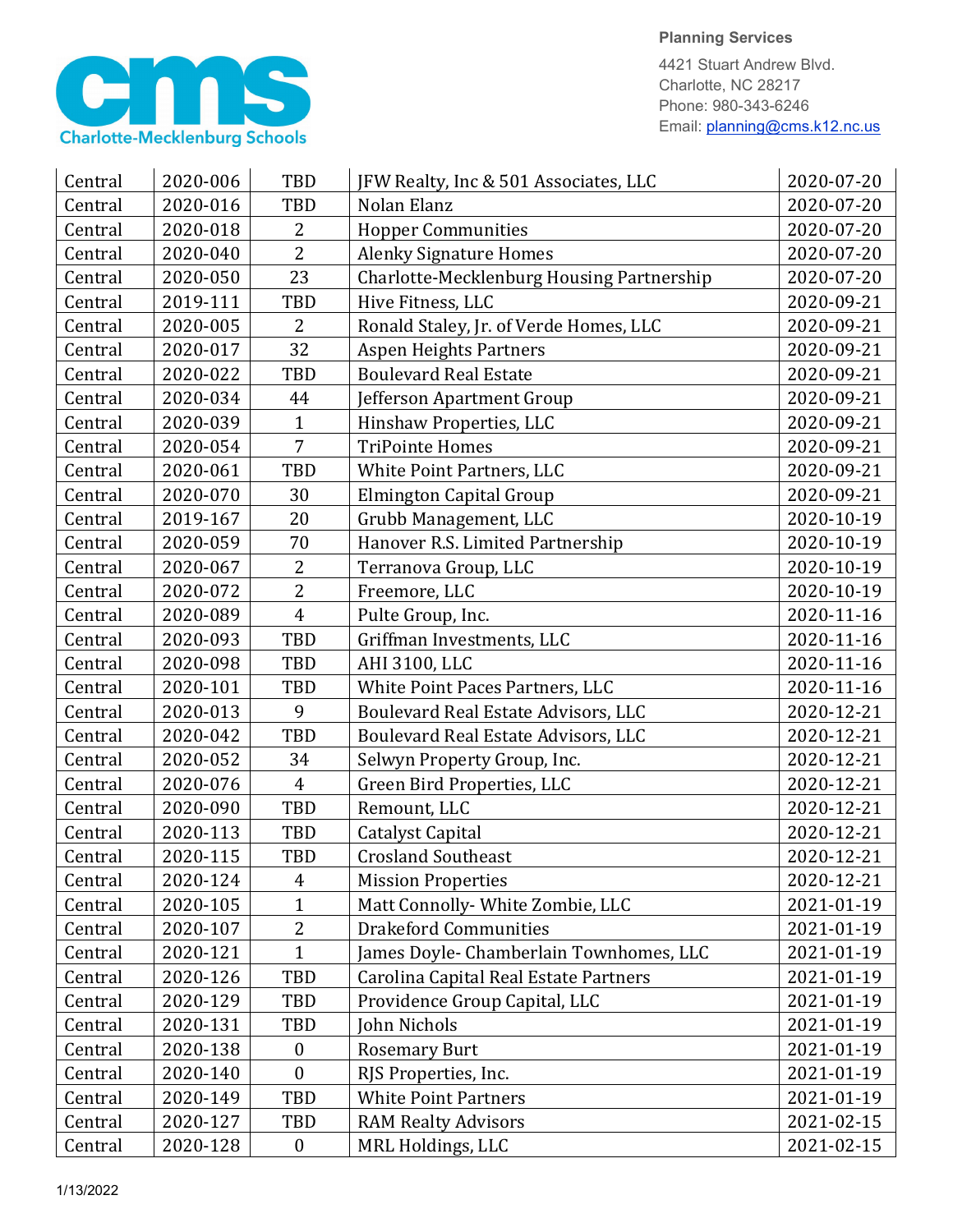| | | | | |
|---|---|---|---|---|
| Central | 2020-006 | TBD | JFW Realty, Inc & 501 Associates, LLC | 2020-07-20 |
| Central | 2020-016 | TBD | Nolan Elanz | 2020-07-20 |
| Central | 2020-018 | 2 | Hopper Communities | 2020-07-20 |
| Central | 2020-040 | 2 | Alenky Signature Homes | 2020-07-20 |
| Central | 2020-050 | 23 | Charlotte-Mecklenburg Housing Partnership | 2020-07-20 |
| Central | 2019-111 | TBD | Hive Fitness, LLC | 2020-09-21 |
| Central | 2020-005 | 2 | Ronald Staley, Jr. of Verde Homes, LLC | 2020-09-21 |
| Central | 2020-017 | 32 | Aspen Heights Partners | 2020-09-21 |
| Central | 2020-022 | TBD | Boulevard Real Estate | 2020-09-21 |
| Central | 2020-034 | 44 | Jefferson Apartment Group | 2020-09-21 |
| Central | 2020-039 | 1 | Hinshaw Properties, LLC | 2020-09-21 |
| Central | 2020-054 | 7 | TriPointe Homes | 2020-09-21 |
| Central | 2020-061 | TBD | White Point Partners, LLC | 2020-09-21 |
| Central | 2020-070 | 30 | Elmington Capital Group | 2020-09-21 |
| Central | 2019-167 | 20 | Grubb Management, LLC | 2020-10-19 |
| Central | 2020-059 | 70 | Hanover R.S. Limited Partnership | 2020-10-19 |
| Central | 2020-067 | 2 | Terranova Group, LLC | 2020-10-19 |
| Central | 2020-072 | 2 | Freemore, LLC | 2020-10-19 |
| Central | 2020-089 | 4 | Pulte Group, Inc. | 2020-11-16 |
| Central | 2020-093 | TBD | Griffman Investments, LLC | 2020-11-16 |
| Central | 2020-098 | TBD | AHI 3100, LLC | 2020-11-16 |
| Central | 2020-101 | TBD | White Point Paces Partners, LLC | 2020-11-16 |
| Central | 2020-013 | 9 | Boulevard Real Estate Advisors, LLC | 2020-12-21 |
| Central | 2020-042 | TBD | Boulevard Real Estate Advisors, LLC | 2020-12-21 |
| Central | 2020-052 | 34 | Selwyn Property Group, Inc. | 2020-12-21 |
| Central | 2020-076 | 4 | Green Bird Properties, LLC | 2020-12-21 |
| Central | 2020-090 | TBD | Remount, LLC | 2020-12-21 |
| Central | 2020-113 | TBD | Catalyst Capital | 2020-12-21 |
| Central | 2020-115 | TBD | Crosland Southeast | 2020-12-21 |
| Central | 2020-124 | 4 | Mission Properties | 2020-12-21 |
| Central | 2020-105 | 1 | Matt Connolly- White Zombie, LLC | 2021-01-19 |
| Central | 2020-107 | 2 | Drakeford Communities | 2021-01-19 |
| Central | 2020-121 | 1 | James Doyle- Chamberlain Townhomes, LLC | 2021-01-19 |
| Central | 2020-126 | TBD | Carolina Capital Real Estate Partners | 2021-01-19 |
| Central | 2020-129 | TBD | Providence Group Capital, LLC | 2021-01-19 |
| Central | 2020-131 | TBD | John Nichols | 2021-01-19 |
| Central | 2020-138 | 0 | Rosemary Burt | 2021-01-19 |
| Central | 2020-140 | 0 | RJS Properties, Inc. | 2021-01-19 |
| Central | 2020-149 | TBD | White Point Partners | 2021-01-19 |
| Central | 2020-127 | TBD | RAM Realty Advisors | 2021-02-15 |
| Central | 2020-128 | 0 | MRL Holdings, LLC | 2021-02-15 |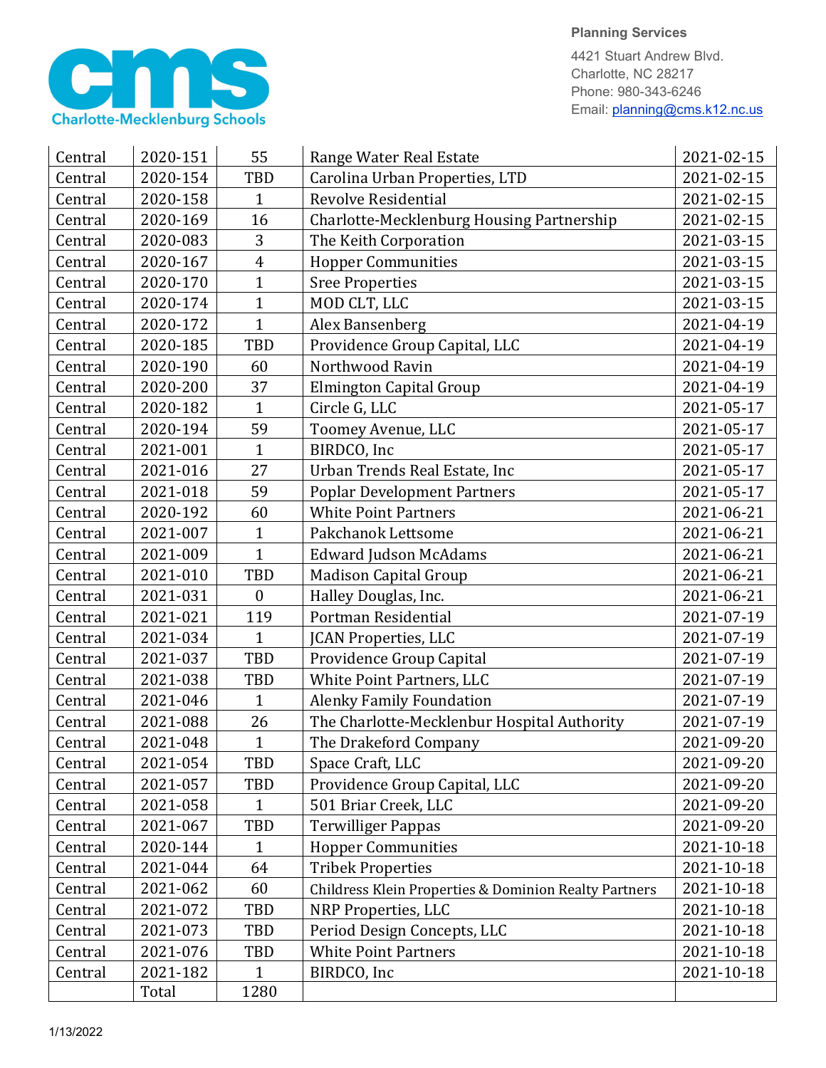**Planning Services**

4421 Stuart Andrew Blvd.
Charlotte, NC 28217
Phone: 980-343-6246
Email: planning@cms.k12.nc.us

Charlotte-Mecklenburg Schools

| | | | | |
|---|---|---|---|---|
| Central | 2020-151 | 55 | Range Water Real Estate | 2021-02-15 |
| Central | 2020-154 | TBD | Carolina Urban Properties, LTD | 2021-02-15 |
| Central | 2020-158 | 1 | Revolve Residential | 2021-02-15 |
| Central | 2020-169 | 16 | Charlotte-Mecklenburg Housing Partnership | 2021-02-15 |
| Central | 2020-083 | 3 | The Keith Corporation | 2021-03-15 |
| Central | 2020-167 | 4 | Hopper Communities | 2021-03-15 |
| Central | 2020-170 | 1 | Sree Properties | 2021-03-15 |
| Central | 2020-174 | 1 | MOD CLT, LLC | 2021-03-15 |
| Central | 2020-172 | 1 | Alex Bansenberg | 2021-04-19 |
| Central | 2020-185 | TBD | Providence Group Capital, LLC | 2021-04-19 |
| Central | 2020-190 | 60 | Northwood Ravin | 2021-04-19 |
| Central | 2020-200 | 37 | Elmington Capital Group | 2021-04-19 |
| Central | 2020-182 | 1 | Circle G, LLC | 2021-05-17 |
| Central | 2020-194 | 59 | Toomey Avenue, LLC | 2021-05-17 |
| Central | 2021-001 | 1 | BIRDCO, Inc | 2021-05-17 |
| Central | 2021-016 | 27 | Urban Trends Real Estate, Inc | 2021-05-17 |
| Central | 2021-018 | 59 | Poplar Development Partners | 2021-05-17 |
| Central | 2020-192 | 60 | White Point Partners | 2021-06-21 |
| Central | 2021-007 | 1 | Pakchanok Lettsome | 2021-06-21 |
| Central | 2021-009 | 1 | Edward Judson McAdams | 2021-06-21 |
| Central | 2021-010 | TBD | Madison Capital Group | 2021-06-21 |
| Central | 2021-031 | 0 | Halley Douglas, Inc. | 2021-06-21 |
| Central | 2021-021 | 119 | Portman Residential | 2021-07-19 |
| Central | 2021-034 | 1 | JCAN Properties, LLC | 2021-07-19 |
| Central | 2021-037 | TBD | Providence Group Capital | 2021-07-19 |
| Central | 2021-038 | TBD | White Point Partners, LLC | 2021-07-19 |
| Central | 2021-046 | 1 | Alenky Family Foundation | 2021-07-19 |
| Central | 2021-088 | 26 | The Charlotte-Mecklenbur Hospital Authority | 2021-07-19 |
| Central | 2021-048 | 1 | The Drakeford Company | 2021-09-20 |
| Central | 2021-054 | TBD | Space Craft, LLC | 2021-09-20 |
| Central | 2021-057 | TBD | Providence Group Capital, LLC | 2021-09-20 |
| Central | 2021-058 | 1 | 501 Briar Creek, LLC | 2021-09-20 |
| Central | 2021-067 | TBD | Terwilliger Pappas | 2021-09-20 |
| Central | 2020-144 | 1 | Hopper Communities | 2021-10-18 |
| Central | 2021-044 | 64 | Tribek Properties | 2021-10-18 |
| Central | 2021-062 | 60 | Childress Klein Properties & Dominion Realty Partners | 2021-10-18 |
| Central | 2021-072 | TBD | NRP Properties, LLC | 2021-10-18 |
| Central | 2021-073 | TBD | Period Design Concepts, LLC | 2021-10-18 |
| Central | 2021-076 | TBD | White Point Partners | 2021-10-18 |
| Central | 2021-182 | 1 | BIRDCO, Inc | 2021-10-18 |
| | Total | 1280 | | |

1/13/2022